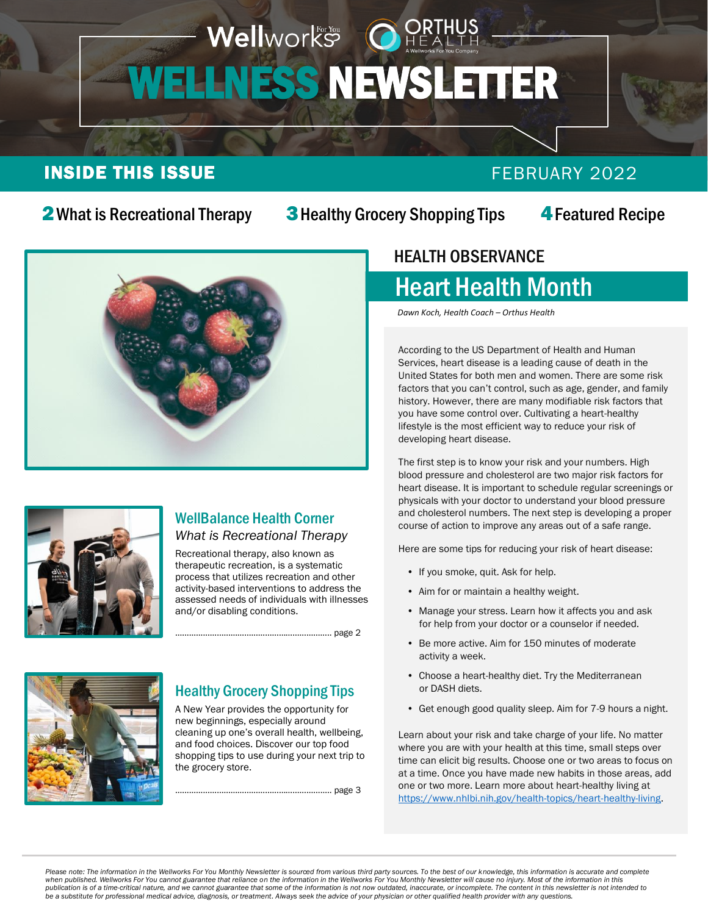Wellworks For You | ORTHUS HEALTH — A Wellworks For You Company

# WELLNESS NEWSLETTER

## INSIDE THIS ISSUE

FEBRUARY 2022

**2** What is Recreational Therapy **3** Healthy Grocery Shopping Tips **4** Featured Recipe

### HEALTH OBSERVANCE

## Heart Health Month

*Dawn Koch, Health Coach – Orthus Health*

According to the US Department of Health and Human Services, heart disease is a leading cause of death in the United States for both men and women. There are some risk factors that you can't control, such as age, gender, and family history. However, there are many modifiable risk factors that you have some control over. Cultivating a heart-healthy lifestyle is the most efficient way to reduce your risk of developing heart disease.

The first step is to know your risk and your numbers. High blood pressure and cholesterol are two major risk factors for heart disease. It is important to schedule regular screenings or physicals with your doctor to understand your blood pressure and cholesterol numbers. The next step is developing a proper course of action to improve any areas out of a safe range.

Here are some tips for reducing your risk of heart disease:

- If you smoke, quit. Ask for help.
- Aim for or maintain a healthy weight.
- Manage your stress. Learn how it affects you and ask for help from your doctor or a counselor if needed.
- Be more active. Aim for 150 minutes of moderate activity a week.
- Choose a heart-healthy diet. Try the Mediterranean or DASH diets.
- Get enough good quality sleep. Aim for 7-9 hours a night.

Learn about your risk and take charge of your life. No matter where you are with your health at this time, small steps over time can elicit big results. Choose one or two areas to focus on at a time. Once you have made new habits in those areas, add one or two more. Learn more about heart-healthy living at https://www.nhlbi.nih.gov/health-topics/heart-healthy-living.

### WellBalance Health Corner

*What is Recreational Therapy*

Recreational therapy, also known as therapeutic recreation, is a systematic process that utilizes recreation and other activity-based interventions to address the assessed needs of individuals with illnesses and/or disabling conditions.

.................................................................. page 2

### Healthy Grocery Shopping Tips

A New Year provides the opportunity for new beginnings, especially around cleaning up one's overall health, wellbeing, and food choices. Discover our top food shopping tips to use during your next trip to the grocery store.

.................................................................. page 3

*Please note: The information in the Wellworks For You Monthly Newsletter is sourced from various third party sources. To the best of our knowledge, this information is accurate and complete when published. Wellworks For You cannot guarantee that reliance on the information in the Wellworks For You Monthly Newsletter will cause no injury. Most of the information in this publication is of a time-critical nature, and we cannot guarantee that some of the information is not now outdated, inaccurate, or incomplete. The content in this newsletter is not intended to be a substitute for professional medical advice, diagnosis, or treatment. Always seek the advice of your physician or other qualified health provider with any questions.*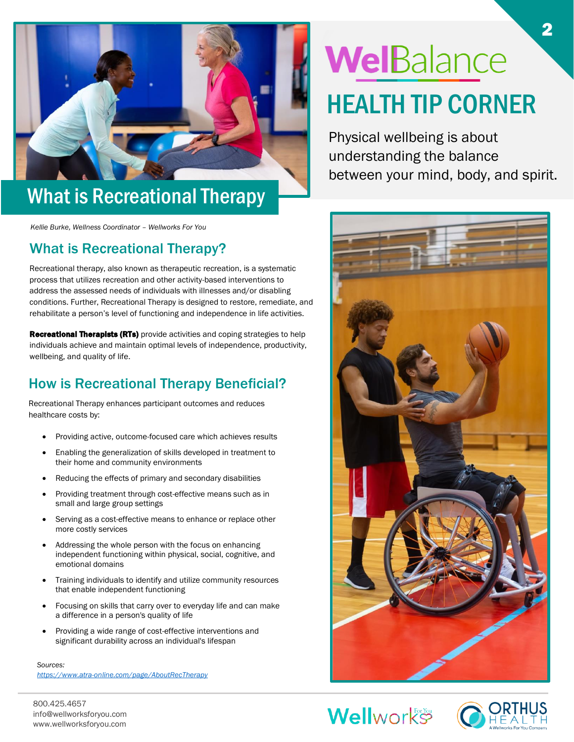# WellBalance

## HEALTH TIP CORNER

Physical wellbeing is about understanding the balance between your mind, body, and spirit.

# What is Recreational Therapy

*Kellie Burke, Wellness Coordinator – Wellworks For You*

## What is Recreational Therapy?

Recreational therapy, also known as therapeutic recreation, is a systematic process that utilizes recreation and other activity-based interventions to address the assessed needs of individuals with illnesses and/or disabling conditions. Further, Recreational Therapy is designed to restore, remediate, and rehabilitate a person's level of functioning and independence in life activities.

**Recreational Therapists (RTs)** provide activities and coping strategies to help individuals achieve and maintain optimal levels of independence, productivity, wellbeing, and quality of life.

## How is Recreational Therapy Beneficial?

Recreational Therapy enhances participant outcomes and reduces healthcare costs by:

- Providing active, outcome-focused care which achieves results
- Enabling the generalization of skills developed in treatment to their home and community environments
- Reducing the effects of primary and secondary disabilities
- Providing treatment through cost-effective means such as in small and large group settings
- Serving as a cost-effective means to enhance or replace other more costly services
- Addressing the whole person with the focus on enhancing independent functioning within physical, social, cognitive, and emotional domains
- Training individuals to identify and utilize community resources that enable independent functioning
- Focusing on skills that carry over to everyday life and can make a difference in a person's quality of life
- Providing a wide range of cost-effective interventions and significant durability across an individual's lifespan

*Sources:*
https://www.atra-online.com/page/AboutRecTherapy

800.425.4657
info@wellworksforyou.com
www.wellworksforyou.com

Wellworks For You

ORTHUS HEALTH
A Wellworks For You Company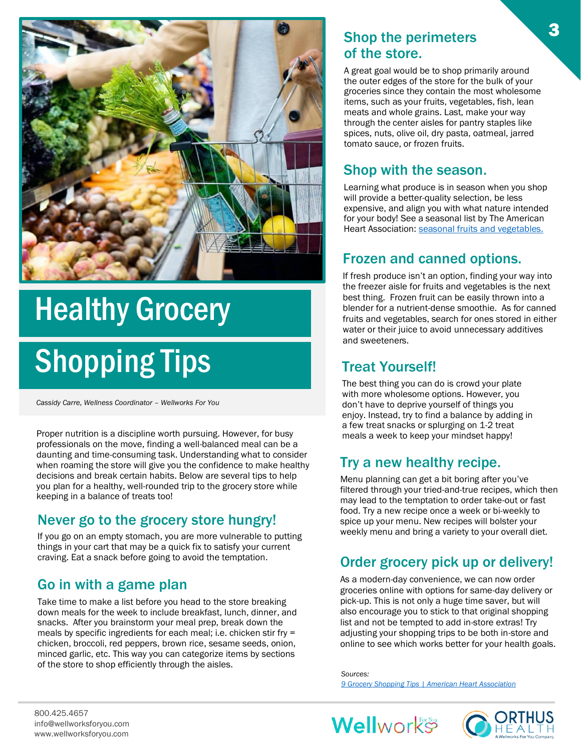# Healthy Grocery Shopping Tips

*Cassidy Carre, Wellness Coordinator – Wellworks For You*

Proper nutrition is a discipline worth pursuing. However, for busy professionals on the move, finding a well-balanced meal can be a daunting and time-consuming task. Understanding what to consider when roaming the store will give you the confidence to make healthy decisions and break certain habits. Below are several tips to help you plan for a healthy, well-rounded trip to the grocery store while keeping in a balance of treats too!

## Never go to the grocery store hungry!

If you go on an empty stomach, you are more vulnerable to putting things in your cart that may be a quick fix to satisfy your current craving. Eat a snack before going to avoid the temptation.

## Go in with a game plan

Take time to make a list before you head to the store breaking down meals for the week to include breakfast, lunch, dinner, and snacks. After you brainstorm your meal prep, break down the meals by specific ingredients for each meal; i.e. chicken stir fry = chicken, broccoli, red peppers, brown rice, sesame seeds, onion, minced garlic, etc. This way you can categorize items by sections of the store to shop efficiently through the aisles.

## Shop the perimeters of the store.

A great goal would be to shop primarily around the outer edges of the store for the bulk of your groceries since they contain the most wholesome items, such as your fruits, vegetables, fish, lean meats and whole grains. Last, make your way through the center aisles for pantry staples like spices, nuts, olive oil, dry pasta, oatmeal, jarred tomato sauce, or frozen fruits.

## Shop with the season.

Learning what produce is in season when you shop will provide a better-quality selection, be less expensive, and align you with what nature intended for your body! See a seasonal list by The American Heart Association: [seasonal fruits and vegetables.]()

## Frozen and canned options.

If fresh produce isn't an option, finding your way into the freezer aisle for fruits and vegetables is the next best thing. Frozen fruit can be easily thrown into a blender for a nutrient-dense smoothie. As for canned fruits and vegetables, search for ones stored in either water or their juice to avoid unnecessary additives and sweeteners.

## Treat Yourself!

The best thing you can do is crowd your plate with more wholesome options. However, you don't have to deprive yourself of things you enjoy. Instead, try to find a balance by adding in a few treat snacks or splurging on 1-2 treat meals a week to keep your mindset happy!

## Try a new healthy recipe.

Menu planning can get a bit boring after you've filtered through your tried-and-true recipes, which then may lead to the temptation to order take-out or fast food. Try a new recipe once a week or bi-weekly to spice up your menu. New recipes will bolster your weekly menu and bring a variety to your overall diet.

## Order grocery pick up or delivery!

As a modern-day convenience, we can now order groceries online with options for same-day delivery or pick-up. This is not only a huge time saver, but will also encourage you to stick to that original shopping list and not be tempted to add in-store extras! Try adjusting your shopping trips to be both in-store and online to see which works better for your health goals.

*Sources:*
*9 Grocery Shopping Tips | American Heart Association*

800.425.4657
info@wellworksforyou.com
www.wellworksforyou.com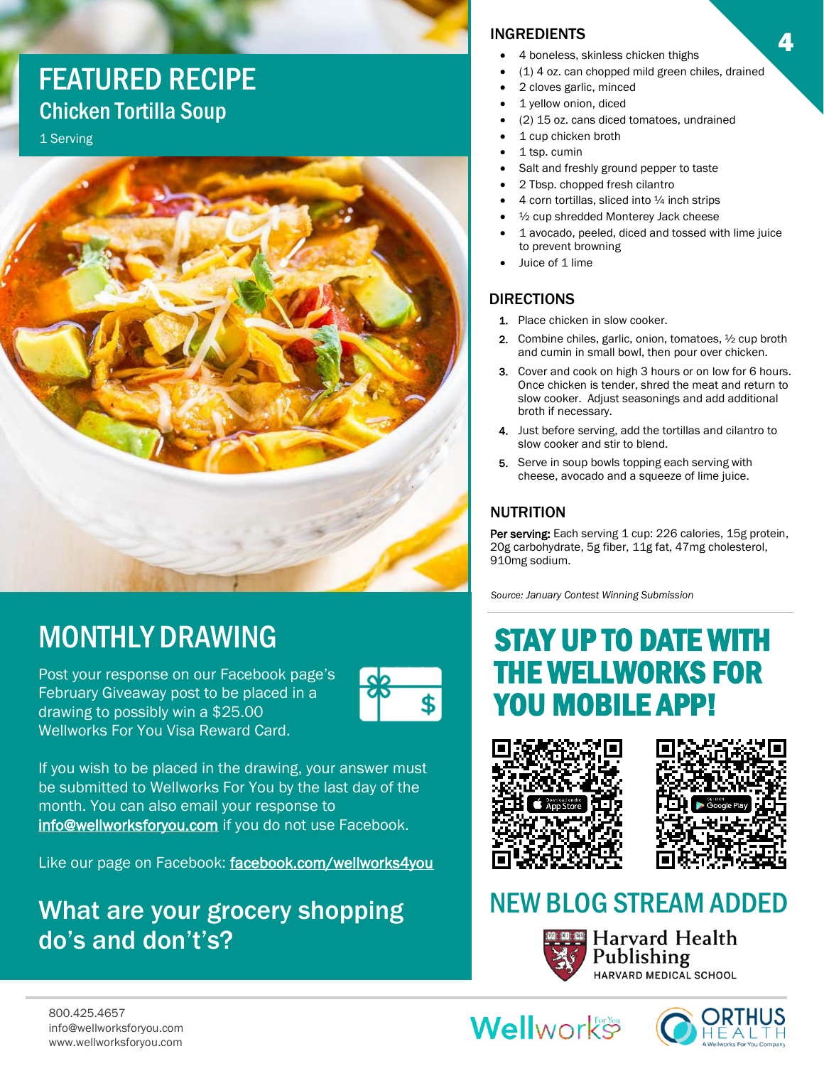# FEATURED RECIPE

## Chicken Tortilla Soup

1 Serving

### INGREDIENTS

- 4 boneless, skinless chicken thighs
- (1) 4 oz. can chopped mild green chiles, drained
- 2 cloves garlic, minced
- 1 yellow onion, diced
- (2) 15 oz. cans diced tomatoes, undrained
- 1 cup chicken broth
- 1 tsp. cumin
- Salt and freshly ground pepper to taste
- 2 Tbsp. chopped fresh cilantro
- 4 corn tortillas, sliced into ¼ inch strips
- ½ cup shredded Monterey Jack cheese
- 1 avocado, peeled, diced and tossed with lime juice to prevent browning
- Juice of 1 lime

### DIRECTIONS

1. Place chicken in slow cooker.
2. Combine chiles, garlic, onion, tomatoes, ½ cup broth and cumin in small bowl, then pour over chicken.
3. Cover and cook on high 3 hours or on low for 6 hours. Once chicken is tender, shred the meat and return to slow cooker. Adjust seasonings and add additional broth if necessary.
4. Just before serving, add the tortillas and cilantro to slow cooker and stir to blend.
5. Serve in soup bowls topping each serving with cheese, avocado and a squeeze of lime juice.

### NUTRITION

**Per serving:** Each serving 1 cup: 226 calories, 15g protein, 20g carbohydrate, 5g fiber, 11g fat, 47mg cholesterol, 910mg sodium.

*Source: January Contest Winning Submission*

# MONTHLY DRAWING

Post your response on our Facebook page's February Giveaway post to be placed in a drawing to possibly win a $25.00 Wellworks For You Visa Reward Card.

If you wish to be placed in the drawing, your answer must be submitted to Wellworks For You by the last day of the month. You can also email your response to info@wellworksforyou.com if you do not use Facebook.

Like our page on Facebook: facebook.com/wellworks4you

## What are your grocery shopping do's and don't's?

# STAY UP TO DATE WITH THE WELLWORKS FOR YOU MOBILE APP!

Download on the App Store

Get it on Google Play

# NEW BLOG STREAM ADDED

Harvard Health Publishing
HARVARD MEDICAL SCHOOL

800.425.4657
info@wellworksforyou.com
www.wellworksforyou.com

Wellworks For You

ORTHUS HEALTH
A Wellworks For You Company